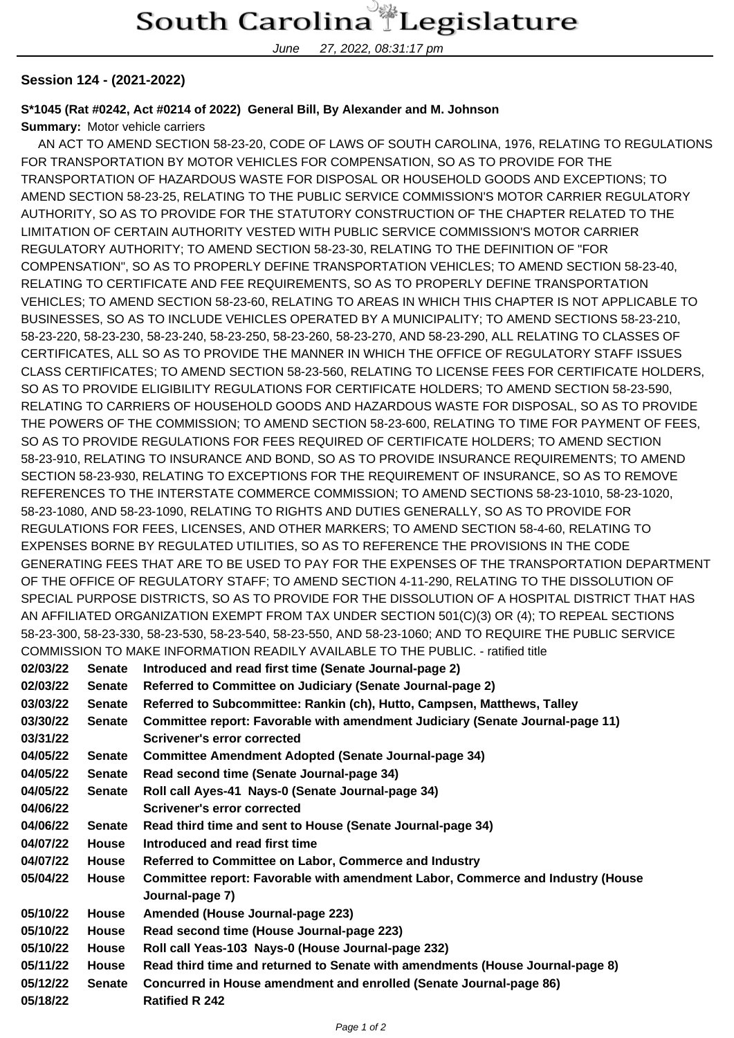# South Carolina Legislature

June 27, 2022, 08:31:17 pm

**Session 124 - (2021-2022)**

**S*1045 (Rat #0242, Act #0214 of 2022) General Bill, By Alexander and M. Johnson**

**Summary:** Motor vehicle carriers

AN ACT TO AMEND SECTION 58-23-20, CODE OF LAWS OF SOUTH CAROLINA, 1976, RELATING TO REGULATIONS FOR TRANSPORTATION BY MOTOR VEHICLES FOR COMPENSATION, SO AS TO PROVIDE FOR THE TRANSPORTATION OF HAZARDOUS WASTE FOR DISPOSAL OR HOUSEHOLD GOODS AND EXCEPTIONS; TO AMEND SECTION 58-23-25, RELATING TO THE PUBLIC SERVICE COMMISSION'S MOTOR CARRIER REGULATORY AUTHORITY, SO AS TO PROVIDE FOR THE STATUTORY CONSTRUCTION OF THE CHAPTER RELATED TO THE LIMITATION OF CERTAIN AUTHORITY VESTED WITH PUBLIC SERVICE COMMISSION'S MOTOR CARRIER REGULATORY AUTHORITY; TO AMEND SECTION 58-23-30, RELATING TO THE DEFINITION OF "FOR COMPENSATION", SO AS TO PROPERLY DEFINE TRANSPORTATION VEHICLES; TO AMEND SECTION 58-23-40, RELATING TO CERTIFICATE AND FEE REQUIREMENTS, SO AS TO PROPERLY DEFINE TRANSPORTATION VEHICLES; TO AMEND SECTION 58-23-60, RELATING TO AREAS IN WHICH THIS CHAPTER IS NOT APPLICABLE TO BUSINESSES, SO AS TO INCLUDE VEHICLES OPERATED BY A MUNICIPALITY; TO AMEND SECTIONS 58-23-210, 58-23-220, 58-23-230, 58-23-240, 58-23-250, 58-23-260, 58-23-270, AND 58-23-290, ALL RELATING TO CLASSES OF CERTIFICATES, ALL SO AS TO PROVIDE THE MANNER IN WHICH THE OFFICE OF REGULATORY STAFF ISSUES CLASS CERTIFICATES; TO AMEND SECTION 58-23-560, RELATING TO LICENSE FEES FOR CERTIFICATE HOLDERS, SO AS TO PROVIDE ELIGIBILITY REGULATIONS FOR CERTIFICATE HOLDERS; TO AMEND SECTION 58-23-590, RELATING TO CARRIERS OF HOUSEHOLD GOODS AND HAZARDOUS WASTE FOR DISPOSAL, SO AS TO PROVIDE THE POWERS OF THE COMMISSION; TO AMEND SECTION 58-23-600, RELATING TO TIME FOR PAYMENT OF FEES, SO AS TO PROVIDE REGULATIONS FOR FEES REQUIRED OF CERTIFICATE HOLDERS; TO AMEND SECTION 58-23-910, RELATING TO INSURANCE AND BOND, SO AS TO PROVIDE INSURANCE REQUIREMENTS; TO AMEND SECTION 58-23-930, RELATING TO EXCEPTIONS FOR THE REQUIREMENT OF INSURANCE, SO AS TO REMOVE REFERENCES TO THE INTERSTATE COMMERCE COMMISSION; TO AMEND SECTIONS 58-23-1010, 58-23-1020, 58-23-1080, AND 58-23-1090, RELATING TO RIGHTS AND DUTIES GENERALLY, SO AS TO PROVIDE FOR REGULATIONS FOR FEES, LICENSES, AND OTHER MARKERS; TO AMEND SECTION 58-4-60, RELATING TO EXPENSES BORNE BY REGULATED UTILITIES, SO AS TO REFERENCE THE PROVISIONS IN THE CODE GENERATING FEES THAT ARE TO BE USED TO PAY FOR THE EXPENSES OF THE TRANSPORTATION DEPARTMENT OF THE OFFICE OF REGULATORY STAFF; TO AMEND SECTION 4-11-290, RELATING TO THE DISSOLUTION OF SPECIAL PURPOSE DISTRICTS, SO AS TO PROVIDE FOR THE DISSOLUTION OF A HOSPITAL DISTRICT THAT HAS AN AFFILIATED ORGANIZATION EXEMPT FROM TAX UNDER SECTION 501(C)(3) OR (4); TO REPEAL SECTIONS 58-23-300, 58-23-330, 58-23-530, 58-23-540, 58-23-550, AND 58-23-1060; AND TO REQUIRE THE PUBLIC SERVICE COMMISSION TO MAKE INFORMATION READILY AVAILABLE TO THE PUBLIC. - ratified title

| | | |
|---|---|---|
| **02/03/22** | **Senate** | **Introduced and read first time (Senate Journal-page 2)** |
| **02/03/22** | **Senate** | **Referred to Committee on Judiciary (Senate Journal-page 2)** |
| **03/03/22** | **Senate** | **Referred to Subcommittee: Rankin (ch), Hutto, Campsen, Matthews, Talley** |
| **03/30/22** | **Senate** | **Committee report: Favorable with amendment Judiciary (Senate Journal-page 11)** |
| **03/31/22** | | **Scrivener's error corrected** |
| **04/05/22** | **Senate** | **Committee Amendment Adopted (Senate Journal-page 34)** |
| **04/05/22** | **Senate** | **Read second time (Senate Journal-page 34)** |
| **04/05/22** | **Senate** | **Roll call Ayes-41 Nays-0 (Senate Journal-page 34)** |
| **04/06/22** | | **Scrivener's error corrected** |
| **04/06/22** | **Senate** | **Read third time and sent to House (Senate Journal-page 34)** |
| **04/07/22** | **House** | **Introduced and read first time** |
| **04/07/22** | **House** | **Referred to Committee on Labor, Commerce and Industry** |
| **05/04/22** | **House** | **Committee report: Favorable with amendment Labor, Commerce and Industry (House Journal-page 7)** |
| **05/10/22** | **House** | **Amended (House Journal-page 223)** |
| **05/10/22** | **House** | **Read second time (House Journal-page 223)** |
| **05/10/22** | **House** | **Roll call Yeas-103 Nays-0 (House Journal-page 232)** |
| **05/11/22** | **House** | **Read third time and returned to Senate with amendments (House Journal-page 8)** |
| **05/12/22** | **Senate** | **Concurred in House amendment and enrolled (Senate Journal-page 86)** |
| **05/18/22** | | **Ratified R 242** |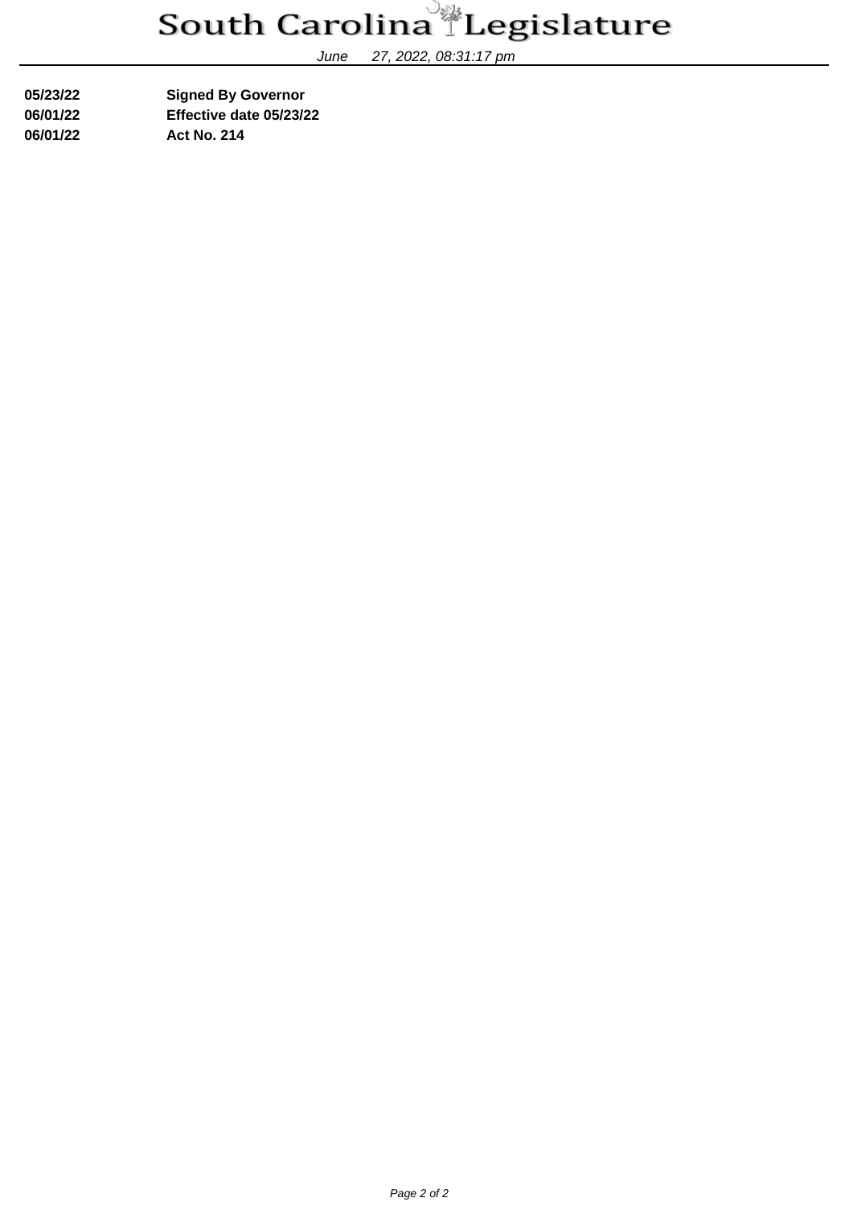| | |
|---|---|
| **05/23/22** | **Signed By Governor** |
| **06/01/22** | **Effective date 05/23/22** |
| **06/01/22** | **Act No. 214** |